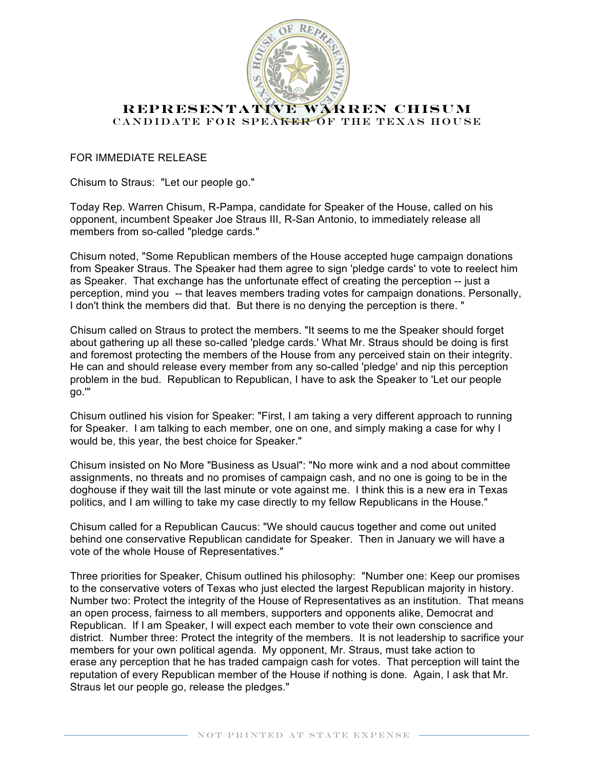# REPRESENTATIVE WARREN CHISUM

## CANDIDATE FOR SPEAKER OF THE TEXAS HOUSE

FOR IMMEDIATE RELEASE

Chisum to Straus: "Let our people go."

Today Rep. Warren Chisum, R-Pampa, candidate for Speaker of the House, called on his opponent, incumbent Speaker Joe Straus III, R-San Antonio, to immediately release all members from so-called "pledge cards."

Chisum noted, "Some Republican members of the House accepted huge campaign donations from Speaker Straus. The Speaker had them agree to sign 'pledge cards' to vote to reelect him as Speaker. That exchange has the unfortunate effect of creating the perception -- just a perception, mind you -- that leaves members trading votes for campaign donations. Personally, I don't think the members did that. But there is no denying the perception is there. "

Chisum called on Straus to protect the members. "It seems to me the Speaker should forget about gathering up all these so-called 'pledge cards.' What Mr. Straus should be doing is first and foremost protecting the members of the House from any perceived stain on their integrity. He can and should release every member from any so-called 'pledge' and nip this perception problem in the bud. Republican to Republican, I have to ask the Speaker to 'Let our people go.'"

Chisum outlined his vision for Speaker: "First, I am taking a very different approach to running for Speaker. I am talking to each member, one on one, and simply making a case for why I would be, this year, the best choice for Speaker."

Chisum insisted on No More "Business as Usual": "No more wink and a nod about committee assignments, no threats and no promises of campaign cash, and no one is going to be in the doghouse if they wait till the last minute or vote against me. I think this is a new era in Texas politics, and I am willing to take my case directly to my fellow Republicans in the House."

Chisum called for a Republican Caucus: "We should caucus together and come out united behind one conservative Republican candidate for Speaker. Then in January we will have a vote of the whole House of Representatives."

Three priorities for Speaker, Chisum outlined his philosophy: "Number one: Keep our promises to the conservative voters of Texas who just elected the largest Republican majority in history. Number two: Protect the integrity of the House of Representatives as an institution. That means an open process, fairness to all members, supporters and opponents alike, Democrat and Republican. If I am Speaker, I will expect each member to vote their own conscience and district. Number three: Protect the integrity of the members. It is not leadership to sacrifice your members for your own political agenda. My opponent, Mr. Straus, must take action to erase any perception that he has traded campaign cash for votes. That perception will taint the reputation of every Republican member of the House if nothing is done. Again, I ask that Mr. Straus let our people go, release the pledges."

NOT PRINTED AT STATE EXPENSE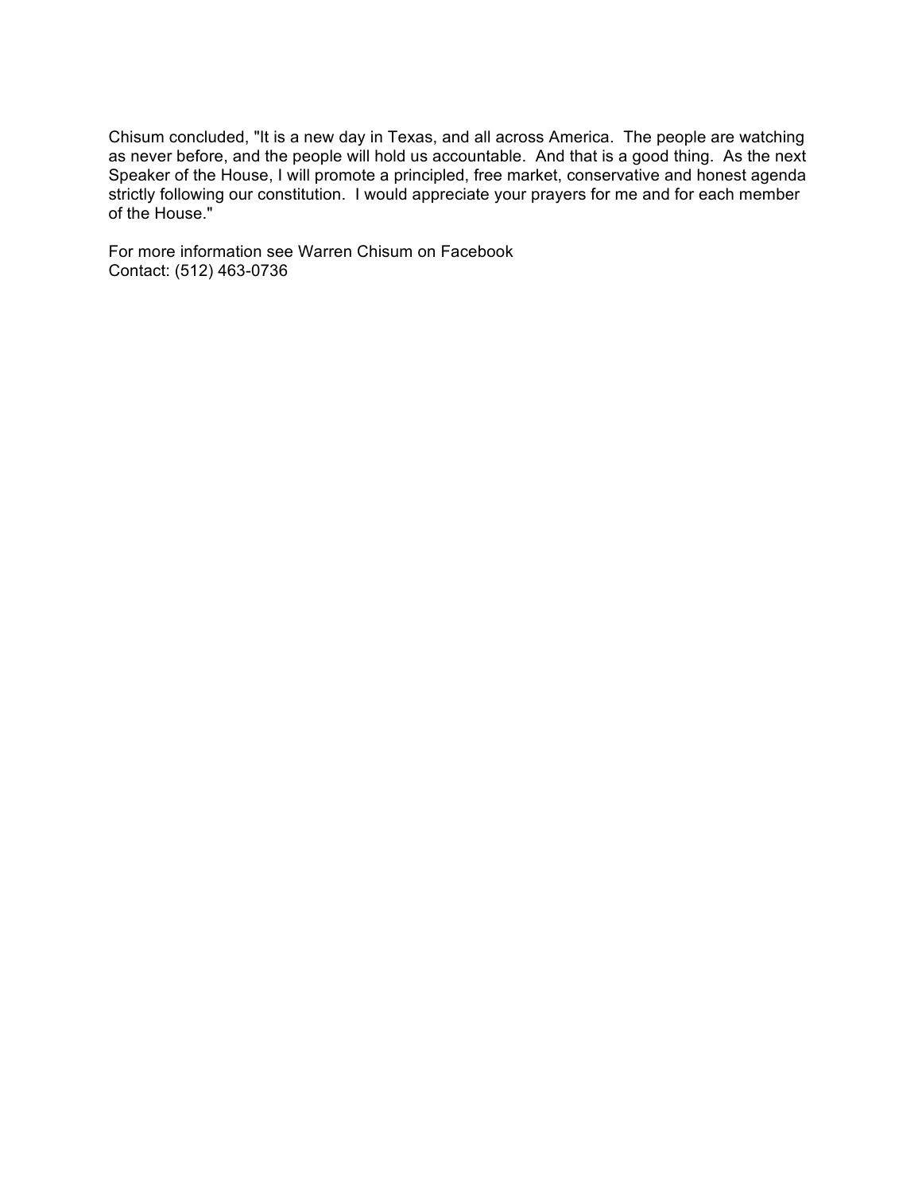Chisum concluded, "It is a new day in Texas, and all across America.  The people are watching as never before, and the people will hold us accountable.  And that is a good thing.  As the next Speaker of the House, I will promote a principled, free market, conservative and honest agenda strictly following our constitution.  I would appreciate your prayers for me and for each member of the House."

For more information see Warren Chisum on Facebook
Contact: (512) 463-0736